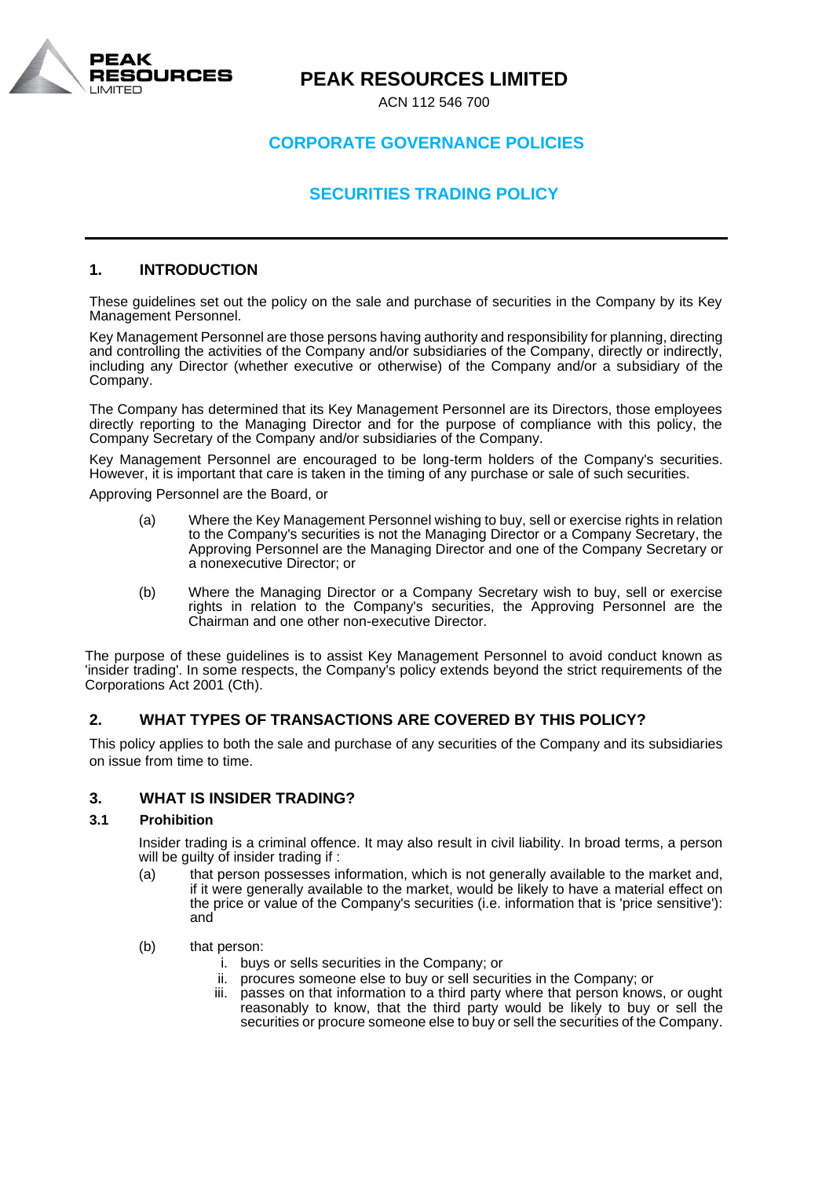# PEAK RESOURCES LIMITED

ACN 112 546 700

## CORPORATE GOVERNANCE POLICIES

## SECURITIES TRADING POLICY

---

### 1. INTRODUCTION

These guidelines set out the policy on the sale and purchase of securities in the Company by its Key Management Personnel.

Key Management Personnel are those persons having authority and responsibility for planning, directing and controlling the activities of the Company and/or subsidiaries of the Company, directly or indirectly, including any Director (whether executive or otherwise) of the Company and/or a subsidiary of the Company.

The Company has determined that its Key Management Personnel are its Directors, those employees directly reporting to the Managing Director and for the purpose of compliance with this policy, the Company Secretary of the Company and/or subsidiaries of the Company.

Key Management Personnel are encouraged to be long-term holders of the Company's securities. However, it is important that care is taken in the timing of any purchase or sale of such securities.

Approving Personnel are the Board, or

(a) Where the Key Management Personnel wishing to buy, sell or exercise rights in relation to the Company's securities is not the Managing Director or a Company Secretary, the Approving Personnel are the Managing Director and one of the Company Secretary or a nonexecutive Director; or

(b) Where the Managing Director or a Company Secretary wish to buy, sell or exercise rights in relation to the Company's securities, the Approving Personnel are the Chairman and one other non-executive Director.

The purpose of these guidelines is to assist Key Management Personnel to avoid conduct known as 'insider trading'. In some respects, the Company's policy extends beyond the strict requirements of the Corporations Act 2001 (Cth).

### 2. WHAT TYPES OF TRANSACTIONS ARE COVERED BY THIS POLICY?

This policy applies to both the sale and purchase of any securities of the Company and its subsidiaries on issue from time to time.

### 3. WHAT IS INSIDER TRADING?

#### 3.1 Prohibition

Insider trading is a criminal offence. It may also result in civil liability. In broad terms, a person will be guilty of insider trading if :

(a) that person possesses information, which is not generally available to the market and, if it were generally available to the market, would be likely to have a material effect on the price or value of the Company's securities (i.e. information that is 'price sensitive'): and

(b) that person:

i. buys or sells securities in the Company; or
ii. procures someone else to buy or sell securities in the Company; or
iii. passes on that information to a third party where that person knows, or ought reasonably to know, that the third party would be likely to buy or sell the securities or procure someone else to buy or sell the securities of the Company.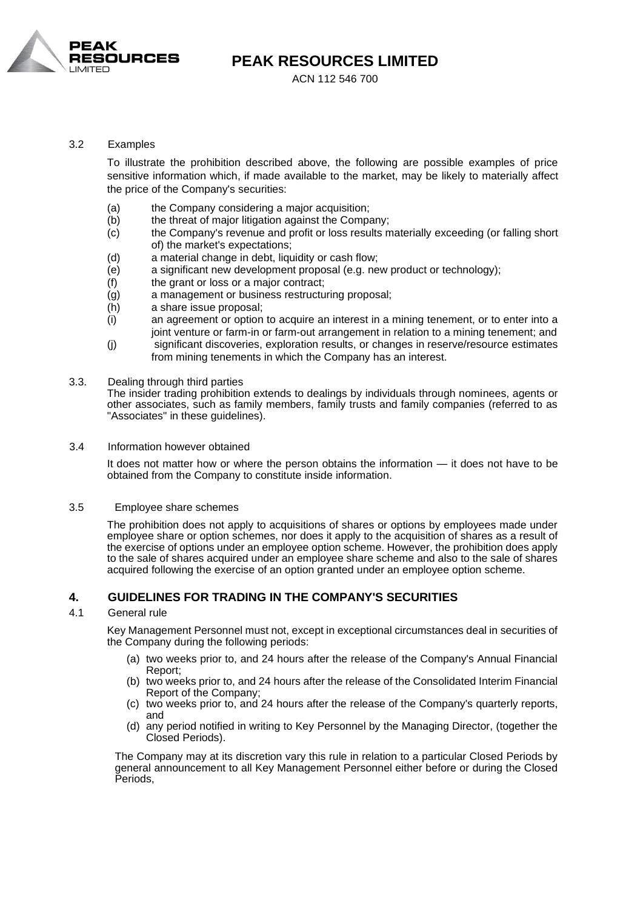3.2 Examples

To illustrate the prohibition described above, the following are possible examples of price sensitive information which, if made available to the market, may be likely to materially affect the price of the Company's securities:

(a) the Company considering a major acquisition;
(b) the threat of major litigation against the Company;
(c) the Company's revenue and profit or loss results materially exceeding (or falling short of) the market's expectations;
(d) a material change in debt, liquidity or cash flow;
(e) a significant new development proposal (e.g. new product or technology);
(f) the grant or loss or a major contract;
(g) a management or business restructuring proposal;
(h) a share issue proposal;
(i) an agreement or option to acquire an interest in a mining tenement, or to enter into a joint venture or farm-in or farm-out arrangement in relation to a mining tenement; and
(j) significant discoveries, exploration results, or changes in reserve/resource estimates from mining tenements in which the Company has an interest.

3.3. Dealing through third parties

The insider trading prohibition extends to dealings by individuals through nominees, agents or other associates, such as family members, family trusts and family companies (referred to as "Associates" in these guidelines).

3.4 Information however obtained

It does not matter how or where the person obtains the information — it does not have to be obtained from the Company to constitute inside information.

3.5 Employee share schemes

The prohibition does not apply to acquisitions of shares or options by employees made under employee share or option schemes, nor does it apply to the acquisition of shares as a result of the exercise of options under an employee option scheme. However, the prohibition does apply to the sale of shares acquired under an employee share scheme and also to the sale of shares acquired following the exercise of an option granted under an employee option scheme.

## 4. GUIDELINES FOR TRADING IN THE COMPANY'S SECURITIES

4.1 General rule

Key Management Personnel must not, except in exceptional circumstances deal in securities of the Company during the following periods:

(a) two weeks prior to, and 24 hours after the release of the Company's Annual Financial Report;
(b) two weeks prior to, and 24 hours after the release of the Consolidated Interim Financial Report of the Company;
(c) two weeks prior to, and 24 hours after the release of the Company's quarterly reports, and
(d) any period notified in writing to Key Personnel by the Managing Director, (together the Closed Periods).

The Company may at its discretion vary this rule in relation to a particular Closed Periods by general announcement to all Key Management Personnel either before or during the Closed Periods,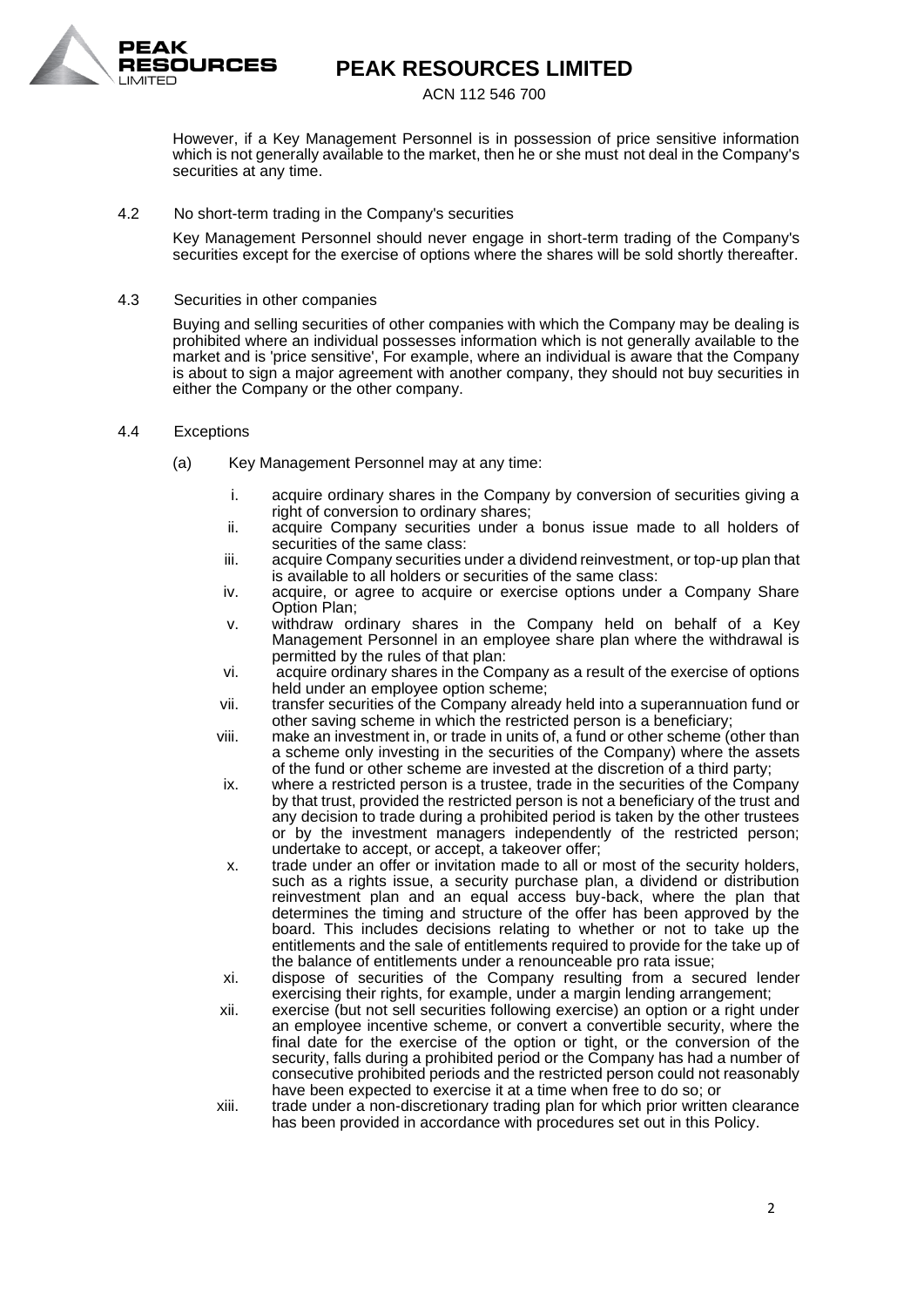However, if a Key Management Personnel is in possession of price sensitive information which is not generally available to the market, then he or she must not deal in the Company's securities at any time.

### 4.2 No short-term trading in the Company's securities

Key Management Personnel should never engage in short-term trading of the Company's securities except for the exercise of options where the shares will be sold shortly thereafter.

### 4.3 Securities in other companies

Buying and selling securities of other companies with which the Company may be dealing is prohibited where an individual possesses information which is not generally available to the market and is 'price sensitive', For example, where an individual is aware that the Company is about to sign a major agreement with another company, they should not buy securities in either the Company or the other company.

### 4.4 Exceptions

(a) Key Management Personnel may at any time:

i. acquire ordinary shares in the Company by conversion of securities giving a right of conversion to ordinary shares;
ii. acquire Company securities under a bonus issue made to all holders of securities of the same class:
iii. acquire Company securities under a dividend reinvestment, or top-up plan that is available to all holders or securities of the same class:
iv. acquire, or agree to acquire or exercise options under a Company Share Option Plan;
v. withdraw ordinary shares in the Company held on behalf of a Key Management Personnel in an employee share plan where the withdrawal is permitted by the rules of that plan:
vi. acquire ordinary shares in the Company as a result of the exercise of options held under an employee option scheme;
vii. transfer securities of the Company already held into a superannuation fund or other saving scheme in which the restricted person is a beneficiary;
viii. make an investment in, or trade in units of, a fund or other scheme (other than a scheme only investing in the securities of the Company) where the assets of the fund or other scheme are invested at the discretion of a third party;
ix. where a restricted person is a trustee, trade in the securities of the Company by that trust, provided the restricted person is not a beneficiary of the trust and any decision to trade during a prohibited period is taken by the other trustees or by the investment managers independently of the restricted person; undertake to accept, or accept, a takeover offer;
x. trade under an offer or invitation made to all or most of the security holders, such as a rights issue, a security purchase plan, a dividend or distribution reinvestment plan and an equal access buy-back, where the plan that determines the timing and structure of the offer has been approved by the board. This includes decisions relating to whether or not to take up the entitlements and the sale of entitlements required to provide for the take up of the balance of entitlements under a renounceable pro rata issue;
xi. dispose of securities of the Company resulting from a secured lender exercising their rights, for example, under a margin lending arrangement;
xii. exercise (but not sell securities following exercise) an option or a right under an employee incentive scheme, or convert a convertible security, where the final date for the exercise of the option or tight, or the conversion of the security, falls during a prohibited period or the Company has had a number of consecutive prohibited periods and the restricted person could not reasonably have been expected to exercise it at a time when free to do so; or
xiii. trade under a non-discretionary trading plan for which prior written clearance has been provided in accordance with procedures set out in this Policy.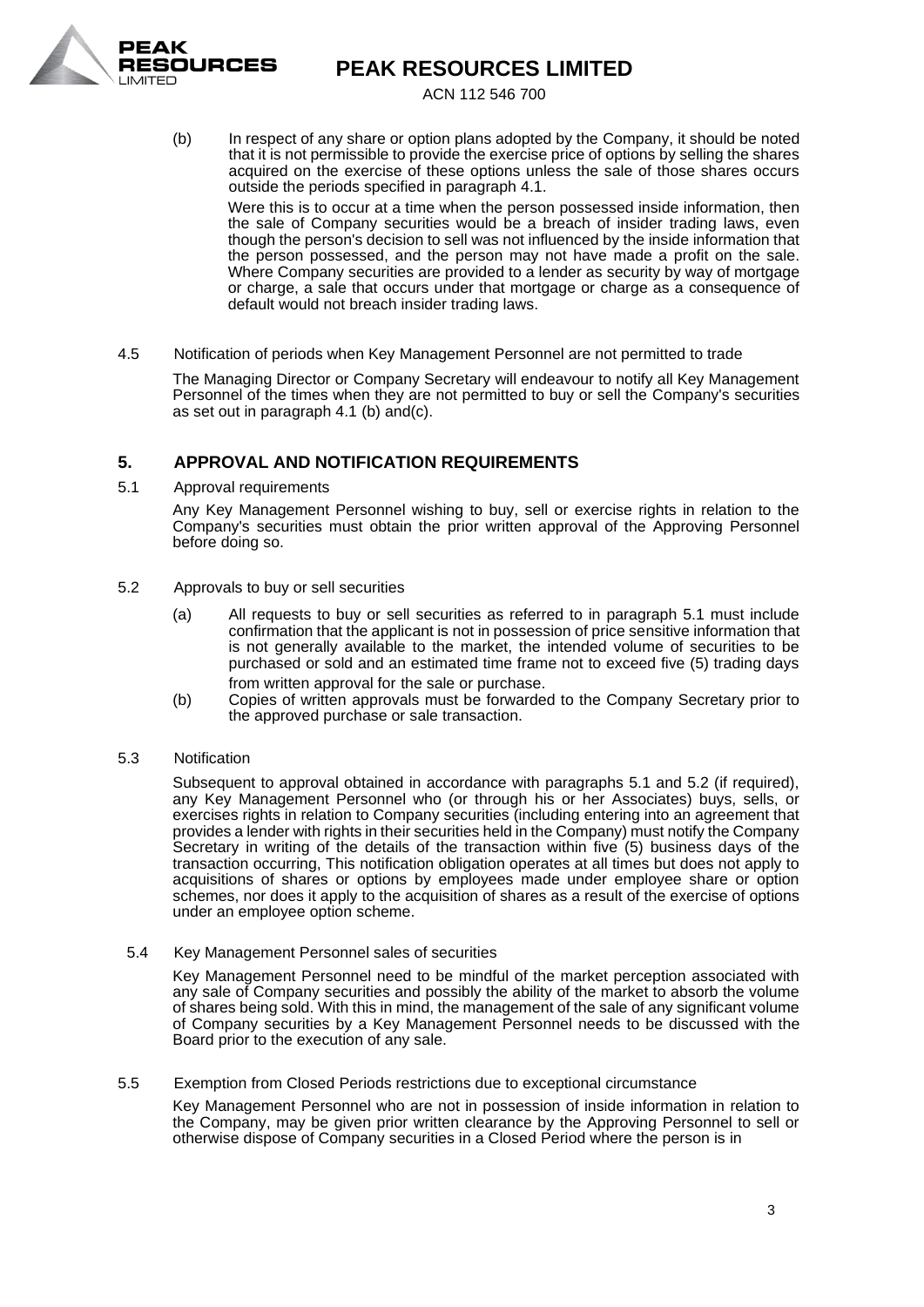(b) In respect of any share or option plans adopted by the Company, it should be noted that it is not permissible to provide the exercise price of options by selling the shares acquired on the exercise of these options unless the sale of those shares occurs outside the periods specified in paragraph 4.1.

Were this is to occur at a time when the person possessed inside information, then the sale of Company securities would be a breach of insider trading laws, even though the person's decision to sell was not influenced by the inside information that the person possessed, and the person may not have made a profit on the sale. Where Company securities are provided to a lender as security by way of mortgage or charge, a sale that occurs under that mortgage or charge as a consequence of default would not breach insider trading laws.

4.5 Notification of periods when Key Management Personnel are not permitted to trade

The Managing Director or Company Secretary will endeavour to notify all Key Management Personnel of the times when they are not permitted to buy or sell the Company's securities as set out in paragraph 4.1 (b) and(c).

## 5. APPROVAL AND NOTIFICATION REQUIREMENTS

5.1 Approval requirements

Any Key Management Personnel wishing to buy, sell or exercise rights in relation to the Company's securities must obtain the prior written approval of the Approving Personnel before doing so.

5.2 Approvals to buy or sell securities

(a) All requests to buy or sell securities as referred to in paragraph 5.1 must include confirmation that the applicant is not in possession of price sensitive information that is not generally available to the market, the intended volume of securities to be purchased or sold and an estimated time frame not to exceed five (5) trading days from written approval for the sale or purchase.

(b) Copies of written approvals must be forwarded to the Company Secretary prior to the approved purchase or sale transaction.

5.3 Notification

Subsequent to approval obtained in accordance with paragraphs 5.1 and 5.2 (if required), any Key Management Personnel who (or through his or her Associates) buys, sells, or exercises rights in relation to Company securities (including entering into an agreement that provides a lender with rights in their securities held in the Company) must notify the Company Secretary in writing of the details of the transaction within five (5) business days of the transaction occurring, This notification obligation operates at all times but does not apply to acquisitions of shares or options by employees made under employee share or option schemes, nor does it apply to the acquisition of shares as a result of the exercise of options under an employee option scheme.

5.4 Key Management Personnel sales of securities

Key Management Personnel need to be mindful of the market perception associated with any sale of Company securities and possibly the ability of the market to absorb the volume of shares being sold. With this in mind, the management of the sale of any significant volume of Company securities by a Key Management Personnel needs to be discussed with the Board prior to the execution of any sale.

5.5 Exemption from Closed Periods restrictions due to exceptional circumstance

Key Management Personnel who are not in possession of inside information in relation to the Company, may be given prior written clearance by the Approving Personnel to sell or otherwise dispose of Company securities in a Closed Period where the person is in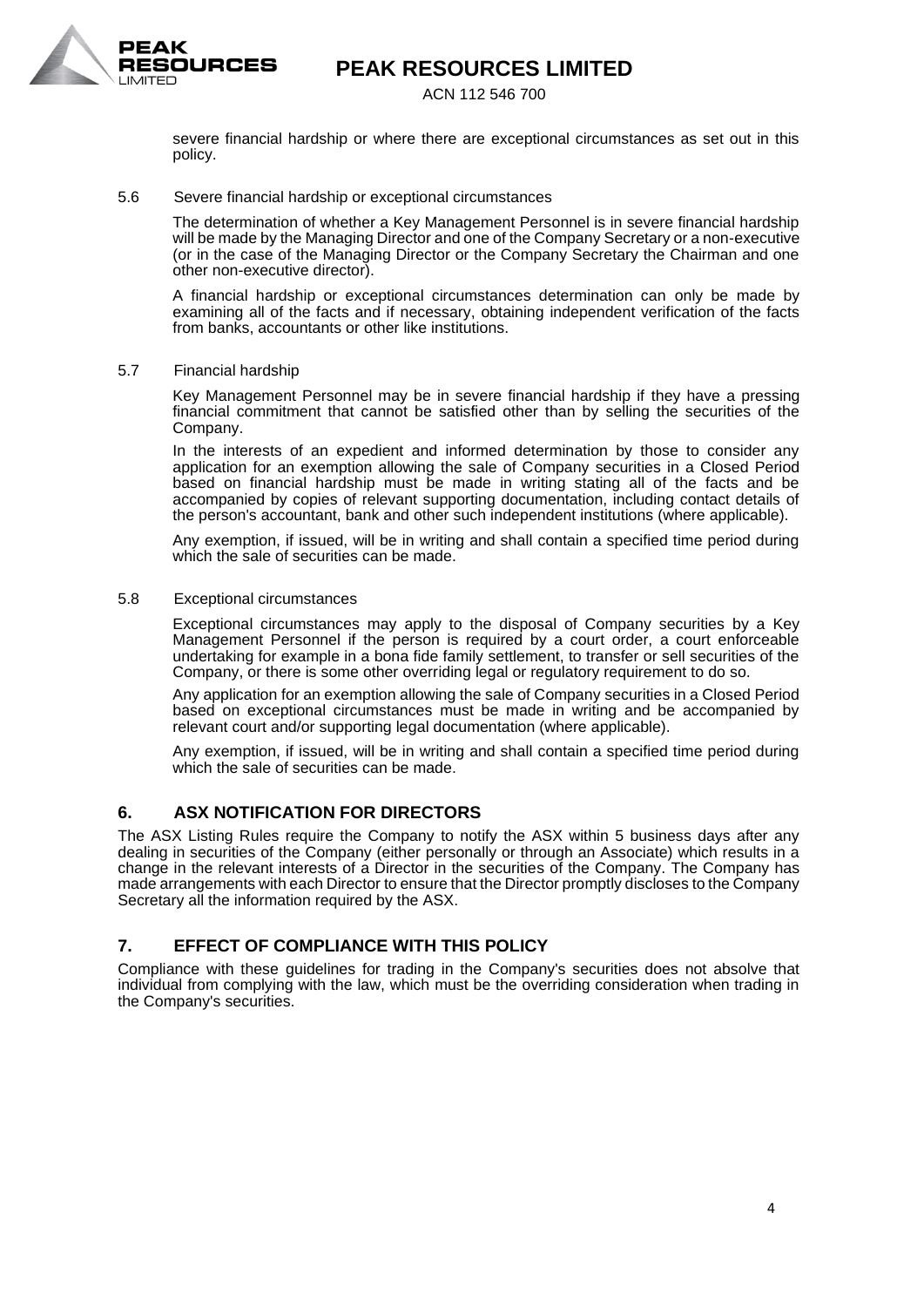severe financial hardship or where there are exceptional circumstances as set out in this policy.

5.6 Severe financial hardship or exceptional circumstances

The determination of whether a Key Management Personnel is in severe financial hardship will be made by the Managing Director and one of the Company Secretary or a non-executive (or in the case of the Managing Director or the Company Secretary the Chairman and one other non-executive director).

A financial hardship or exceptional circumstances determination can only be made by examining all of the facts and if necessary, obtaining independent verification of the facts from banks, accountants or other like institutions.

5.7 Financial hardship

Key Management Personnel may be in severe financial hardship if they have a pressing financial commitment that cannot be satisfied other than by selling the securities of the Company.

In the interests of an expedient and informed determination by those to consider any application for an exemption allowing the sale of Company securities in a Closed Period based on financial hardship must be made in writing stating all of the facts and be accompanied by copies of relevant supporting documentation, including contact details of the person's accountant, bank and other such independent institutions (where applicable).

Any exemption, if issued, will be in writing and shall contain a specified time period during which the sale of securities can be made.

5.8 Exceptional circumstances

Exceptional circumstances may apply to the disposal of Company securities by a Key Management Personnel if the person is required by a court order, a court enforceable undertaking for example in a bona fide family settlement, to transfer or sell securities of the Company, or there is some other overriding legal or regulatory requirement to do so.

Any application for an exemption allowing the sale of Company securities in a Closed Period based on exceptional circumstances must be made in writing and be accompanied by relevant court and/or supporting legal documentation (where applicable).

Any exemption, if issued, will be in writing and shall contain a specified time period during which the sale of securities can be made.

## 6. ASX NOTIFICATION FOR DIRECTORS

The ASX Listing Rules require the Company to notify the ASX within 5 business days after any dealing in securities of the Company (either personally or through an Associate) which results in a change in the relevant interests of a Director in the securities of the Company. The Company has made arrangements with each Director to ensure that the Director promptly discloses to the Company Secretary all the information required by the ASX.

## 7. EFFECT OF COMPLIANCE WITH THIS POLICY

Compliance with these guidelines for trading in the Company's securities does not absolve that individual from complying with the law, which must be the overriding consideration when trading in the Company's securities.